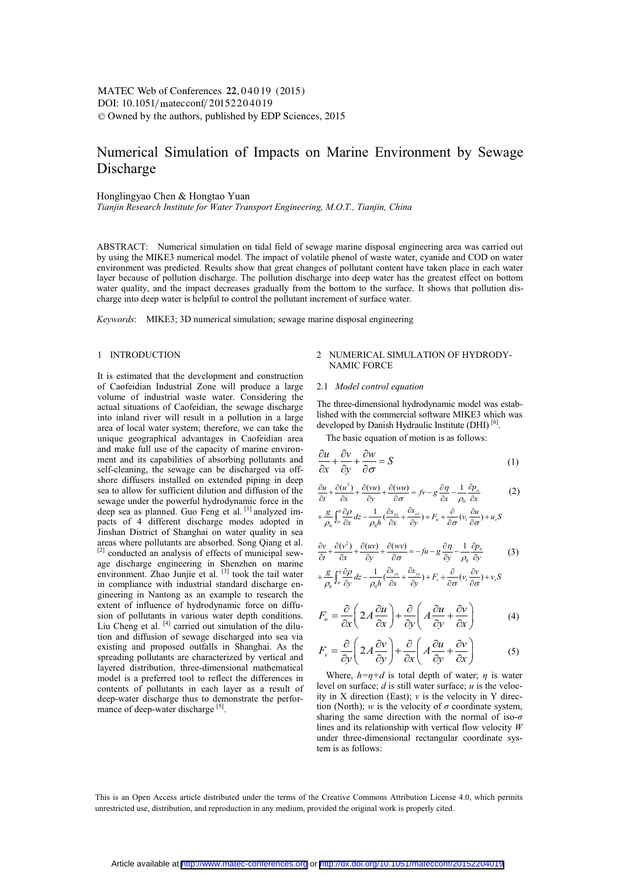# Numerical Simulation of Impacts on Marine Environment by Sewage Discharge

Honglingyao Chen & Hongtao Yuan

*Tianjin Research Institute for Water Transport Engineering, M.O.T., Tianjin, China*

ABSTRACT: Numerical simulation on tidal field of sewage marine disposal engineering area was carried out by using the MIKE3 numerical model. The impact of volatile phenol of waste water, cyanide and COD on water environment was predicted. Results show that great changes of pollutant content have taken place in each water layer because of pollution discharge. The pollution discharge into deep water has the greatest effect on bottom water quality, and the impact decreases gradually from the bottom to the surface. It shows that pollution discharge into deep water is helpful to control the pollutant increment of surface water.

*Keywords*: MIKE3; 3D numerical simulation; sewage marine disposal engineering

## 1 INTRODUCTION

It is estimated that the development and construction of Caofeidian Industrial Zone will produce a large volume of industrial waste water. Considering the actual situations of Caofeidian, the sewage discharge into inland river will result in a pollution in a large area of local water system; therefore, we can take the unique geographical advantages in Caofeidian area and make full use of the capacity of marine environment and its capabilities of absorbing pollutants and self-cleaning, the sewage can be discharged via offshore diffusers installed on extended piping in deep sea to allow for sufficient dilution and diffusion of the sewage under the powerful hydrodynamic force in the deep sea as planned. Guo Feng et al. [1] analyzed impacts of 4 different discharge modes adopted in Jinshan District of Shanghai on water quality in sea areas where pollutants are absorbed. Song Qiang et al. [2] conducted an analysis of effects of municipal sewage discharge engineering in Shenzhen on marine environment. Zhao Junjie et al. [3] took the tail water in compliance with industrial standard discharge engineering in Nantong as an example to research the extent of influence of hydrodynamic force on diffusion of pollutants in various water depth conditions. Liu Cheng et al. [4] carried out simulation of the dilution and diffusion of sewage discharged into sea via existing and proposed outfalls in Shanghai. As the spreading pollutants are characterized by vertical and layered distribution, three-dimensional mathematical model is a preferred tool to reflect the differences in contents of pollutants in each layer as a result of deep-water discharge thus to demonstrate the performance of deep-water discharge [5].

## 2 NUMERICAL SIMULATION OF HYDRODYNAMIC FORCE

### 2.1 *Model control equation*

The three-dimensional hydrodynamic model was established with the commercial software MIKE3 which was developed by Danish Hydraulic Institute (DHI) [6].

The basic equation of motion is as follows:

$$\frac{\partial u}{\partial x}+\frac{\partial v}{\partial y}+\frac{\partial w}{\partial \sigma}=S \tag{1}$$

$$\frac{\partial u}{\partial t}+\frac{\partial (u^2)}{\partial x}+\frac{\partial (vu)}{\partial y}+\frac{\partial (wu)}{\partial \sigma}=fv-g\frac{\partial \eta}{\partial x}-\frac{1}{\rho_0}\frac{\partial p_a}{\partial x}+\frac{g}{\rho_0}\int_{\sigma}^{0}\frac{\partial \rho}{\partial x}dz-\frac{1}{\rho_0 h}\left(\frac{\partial s_{xx}}{\partial x}+\frac{\partial s_{yy}}{\partial y}\right)+F_u+\frac{\partial}{\partial \sigma}\left(v_t\frac{\partial u}{\partial \sigma}\right)+u_sS \tag{2}$$

$$\frac{\partial v}{\partial t}+\frac{\partial (v^2)}{\partial x}+\frac{\partial (uv)}{\partial y}+\frac{\partial (wv)}{\partial \sigma}=-fu-g\frac{\partial \eta}{\partial y}-\frac{1}{\rho_0}\frac{\partial p_a}{\partial y}+\frac{g}{\rho_0}\int_{\sigma}^{\eta}\frac{\partial \rho}{\partial y}dz-\frac{1}{\rho_0 h}\left(\frac{\partial s_{yx}}{\partial x}+\frac{\partial s_{yy}}{\partial y}\right)+F_v+\frac{\partial}{\partial \sigma}\left(v_t\frac{\partial v}{\partial \sigma}\right)+v_sS \tag{3}$$

$$F_u=\frac{\partial}{\partial x}\left(2A\frac{\partial u}{\partial x}\right)+\frac{\partial}{\partial y}\left(A\frac{\partial u}{\partial y}+\frac{\partial v}{\partial x}\right) \tag{4}$$

$$F_v=\frac{\partial}{\partial y}\left(2A\frac{\partial v}{\partial y}\right)+\frac{\partial}{\partial x}\left(A\frac{\partial u}{\partial y}+\frac{\partial v}{\partial x}\right) \tag{5}$$

Where, $h=\eta+d$ is total depth of water; $\eta$ is water level on surface; $d$ is still water surface; $u$ is the velocity in X direction (East); $v$ is the velocity in Y direction (North); $w$ is the velocity of $\sigma$ coordinate system, sharing the same direction with the normal of iso-$\sigma$ lines and its relationship with vertical flow velocity $W$ under three-dimensional rectangular coordinate system is as follows:

This is an Open Access article distributed under the terms of the Creative Commons Attribution License 4.0, which permits unrestricted use, distribution, and reproduction in any medium, provided the original work is properly cited.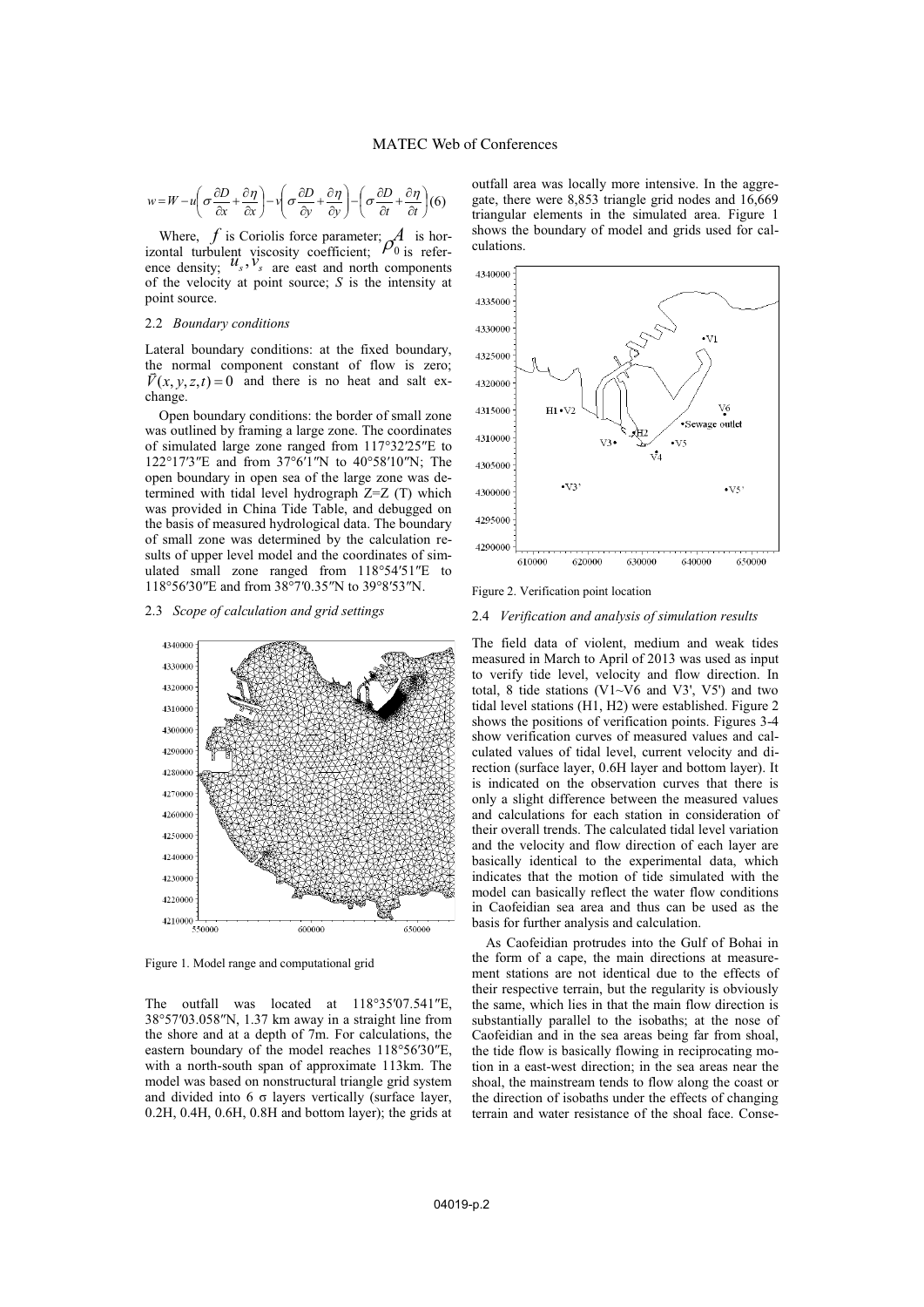$$w = W - u\left(\sigma\frac{\partial D}{\partial x} + \frac{\partial \eta}{\partial x}\right) - v\left(\sigma\frac{\partial D}{\partial y} + \frac{\partial \eta}{\partial y}\right) - \left(\sigma\frac{\partial D}{\partial t} + \frac{\partial \eta}{\partial t}\right) \quad (6)$$

Where, $f$ is Coriolis force parameter; $A$ is horizontal turbulent viscosity coefficient; $\rho_0$ is reference density; $u_s, v_s$ are east and north components of the velocity at point source; $S$ is the intensity at point source.

### 2.2 *Boundary conditions*

Lateral boundary conditions: at the fixed boundary, the normal component constant of flow is zero; $\vec{V}(x, y, z, t) = 0$ and there is no heat and salt exchange.

Open boundary conditions: the border of small zone was outlined by framing a large zone. The coordinates of simulated large zone ranged from 117°32′25″E to 122°17′3″E and from 37°6′1″N to 40°58′10″N; The open boundary in open sea of the large zone was determined with tidal level hydrograph Z=Z (T) which was provided in China Tide Table, and debugged on the basis of measured hydrological data. The boundary of small zone was determined by the calculation results of upper level model and the coordinates of simulated small zone ranged from 118°54′51″E to 118°56′30″E and from 38°7′0.35″N to 39°8′53″N.

### 2.3 *Scope of calculation and grid settings*

Figure 1. Model range and computational grid

The outfall was located at 118°35′07.541″E, 38°57′03.058″N, 1.37 km away in a straight line from the shore and at a depth of 7m. For calculations, the eastern boundary of the model reaches 118°56′30″E, with a north-south span of approximate 113km. The model was based on nonstructural triangle grid system and divided into 6 σ layers vertically (surface layer, 0.2H, 0.4H, 0.6H, 0.8H and bottom layer); the grids at outfall area was locally more intensive. In the aggregate, there were 8,853 triangle grid nodes and 16,669 triangular elements in the simulated area. Figure 1 shows the boundary of model and grids used for calculations.

Figure 2. Verification point location

### 2.4 *Verification and analysis of simulation results*

The field data of violent, medium and weak tides measured in March to April of 2013 was used as input to verify tide level, velocity and flow direction. In total, 8 tide stations (V1~V6 and V3', V5') and two tidal level stations (H1, H2) were established. Figure 2 shows the positions of verification points. Figures 3-4 show verification curves of measured values and calculated values of tidal level, current velocity and direction (surface layer, 0.6H layer and bottom layer). It is indicated on the observation curves that there is only a slight difference between the measured values and calculations for each station in consideration of their overall trends. The calculated tidal level variation and the velocity and flow direction of each layer are basically identical to the experimental data, which indicates that the motion of tide simulated with the model can basically reflect the water flow conditions in Caofeidian sea area and thus can be used as the basis for further analysis and calculation.

As Caofeidian protrudes into the Gulf of Bohai in the form of a cape, the main directions at measurement stations are not identical due to the effects of their respective terrain, but the regularity is obviously the same, which lies in that the main flow direction is substantially parallel to the isobaths; at the nose of Caofeidian and in the sea areas being far from shoal, the tide flow is basically flowing in reciprocating motion in a east-west direction; in the sea areas near the shoal, the mainstream tends to flow along the coast or the direction of isobaths under the effects of changing terrain and water resistance of the shoal face. Conse-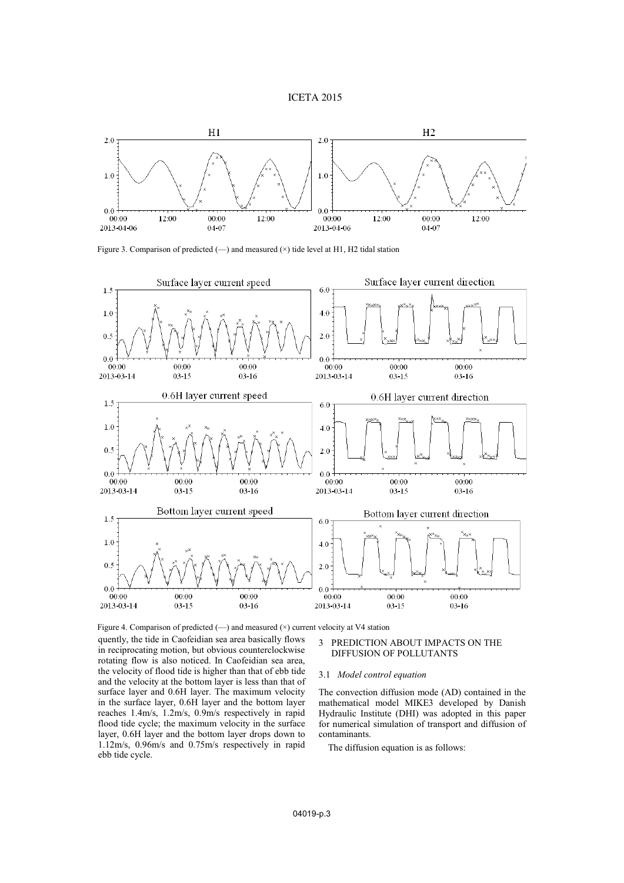Figure 3. Comparison of predicted (—) and measured (×) tide level at H1, H2 tidal station

Figure 4. Comparison of predicted (—) and measured (×) current velocity at V4 station

quently, the tide in Caofeidian sea area basically flows in reciprocating motion, but obvious counterclockwise rotating flow is also noticed. In Caofeidian sea area, the velocity of flood tide is higher than that of ebb tide and the velocity at the bottom layer is less than that of surface layer and 0.6H layer. The maximum velocity in the surface layer, 0.6H layer and the bottom layer reaches 1.4m/s, 1.2m/s, 0.9m/s respectively in rapid flood tide cycle; the maximum velocity in the surface layer, 0.6H layer and the bottom layer drops down to 1.12m/s, 0.96m/s and 0.75m/s respectively in rapid ebb tide cycle.

## 3 PREDICTION ABOUT IMPACTS ON THE DIFFUSION OF POLLUTANTS

### 3.1 *Model control equation*

The convection diffusion mode (AD) contained in the mathematical model MIKE3 developed by Danish Hydraulic Institute (DHI) was adopted in this paper for numerical simulation of transport and diffusion of contaminants.

The diffusion equation is as follows: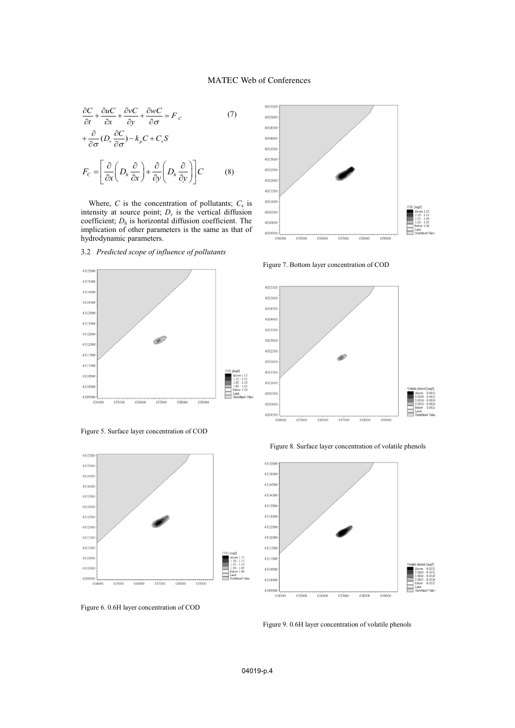$$\frac{\partial C}{\partial t}+\frac{\partial uC}{\partial x}+\frac{\partial vC}{\partial y}+\frac{\partial wC}{\partial \sigma}=F_{C} \tag{7}$$
$$+\frac{\partial}{\partial \sigma}(D_{v}\frac{\partial C}{\partial \sigma})-k_{p}C+C_{s}S$$

$$F_{C}=\left[\frac{\partial}{\partial x}\left(D_{h}\frac{\partial}{\partial x}\right)+\frac{\partial}{\partial y}\left(D_{h}\frac{\partial}{\partial y}\right)\right]C \tag{8}$$

Where, $C$ is the concentration of pollutants; $C_s$ is intensity at source point; $D_v$ is the vertical diffusion coefficient; $D_h$ is horizontal diffusion coefficient. The implication of other parameters is the same as that of hydrodynamic parameters.

### 3.2 *Predicted scope of influence of pollutants*

Figure 5. Surface layer concentration of COD

Figure 6. 0.6H layer concentration of COD

Figure 7. Bottom layer concentration of COD

Figure 8. Surface layer concentration of volatile phenols

Figure 9. 0.6H layer concentration of volatile phenols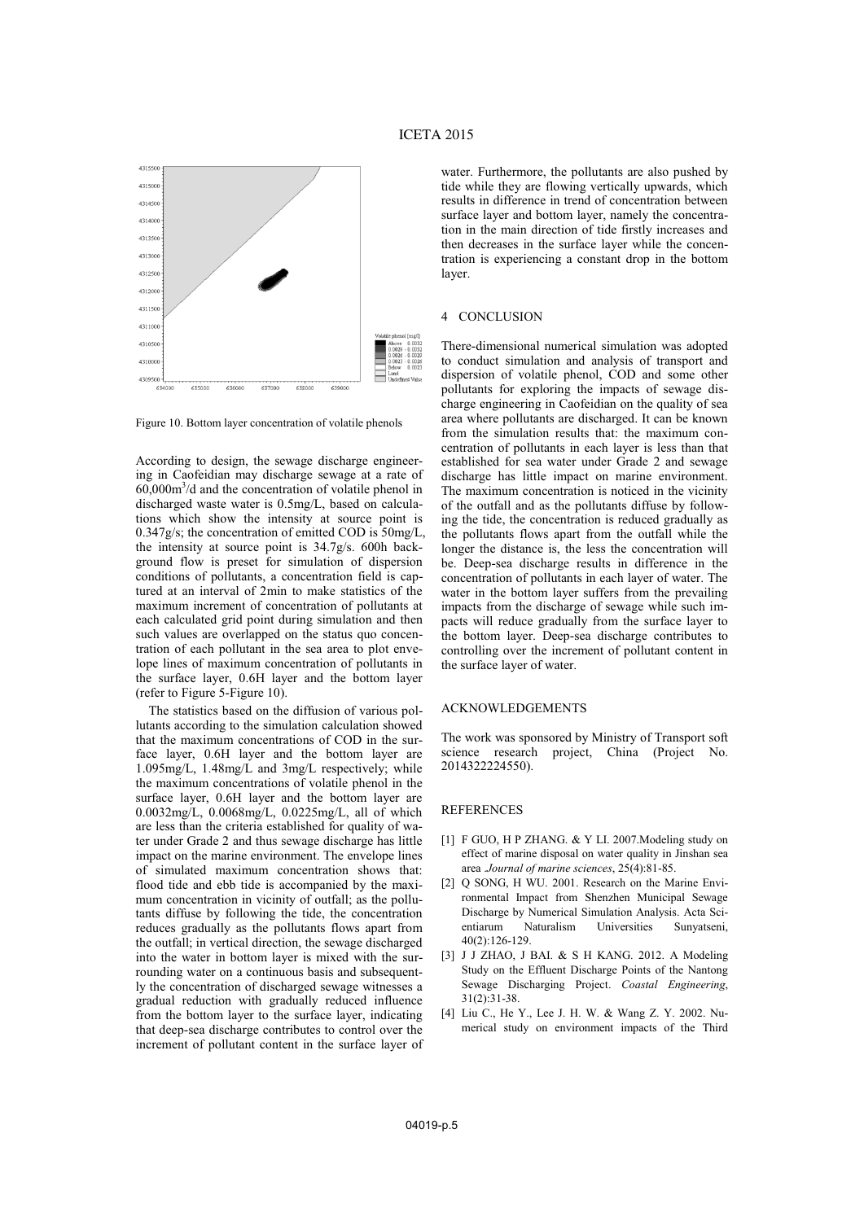Figure 10. Bottom layer concentration of volatile phenols

According to design, the sewage discharge engineering in Caofeidian may discharge sewage at a rate of 60,000m$^3$/d and the concentration of volatile phenol in discharged waste water is 0.5mg/L, based on calculations which show the intensity at source point is 0.347g/s; the concentration of emitted COD is 50mg/L, the intensity at source point is 34.7g/s. 600h background flow is preset for simulation of dispersion conditions of pollutants, a concentration field is captured at an interval of 2min to make statistics of the maximum increment of concentration of pollutants at each calculated grid point during simulation and then such values are overlapped on the status quo concentration of each pollutant in the sea area to plot envelope lines of maximum concentration of pollutants in the surface layer, 0.6H layer and the bottom layer (refer to Figure 5-Figure 10).

The statistics based on the diffusion of various pollutants according to the simulation calculation showed that the maximum concentrations of COD in the surface layer, 0.6H layer and the bottom layer are 1.095mg/L, 1.48mg/L and 3mg/L respectively; while the maximum concentrations of volatile phenol in the surface layer, 0.6H layer and the bottom layer are 0.0032mg/L, 0.0068mg/L, 0.0225mg/L, all of which are less than the criteria established for quality of water under Grade 2 and thus sewage discharge has little impact on the marine environment. The envelope lines of simulated maximum concentration shows that: flood tide and ebb tide is accompanied by the maximum concentration in vicinity of outfall; as the pollutants diffuse by following the tide, the concentration reduces gradually as the pollutants flows apart from the outfall; in vertical direction, the sewage discharged into the water in bottom layer is mixed with the surrounding water on a continuous basis and subsequently the concentration of discharged sewage witnesses a gradual reduction with gradually reduced influence from the bottom layer to the surface layer, indicating that deep-sea discharge contributes to control over the increment of pollutant content in the surface layer of water. Furthermore, the pollutants are also pushed by tide while they are flowing vertically upwards, which results in difference in trend of concentration between surface layer and bottom layer, namely the concentration in the main direction of tide firstly increases and then decreases in the surface layer while the concentration is experiencing a constant drop in the bottom layer.

## 4 CONCLUSION

There-dimensional numerical simulation was adopted to conduct simulation and analysis of transport and dispersion of volatile phenol, COD and some other pollutants for exploring the impacts of sewage discharge engineering in Caofeidian on the quality of sea area where pollutants are discharged. It can be known from the simulation results that: the maximum concentration of pollutants in each layer is less than that established for sea water under Grade 2 and sewage discharge has little impact on marine environment. The maximum concentration is noticed in the vicinity of the outfall and as the pollutants diffuse by following the tide, the concentration is reduced gradually as the pollutants flows apart from the outfall while the longer the distance is, the less the concentration will be. Deep-sea discharge results in difference in the concentration of pollutants in each layer of water. The water in the bottom layer suffers from the prevailing impacts from the discharge of sewage while such impacts will reduce gradually from the surface layer to the bottom layer. Deep-sea discharge contributes to controlling over the increment of pollutant content in the surface layer of water.

## ACKNOWLEDGEMENTS

The work was sponsored by Ministry of Transport soft science research project, China (Project No. 2014322224550).

## REFERENCES

[1] F GUO, H P ZHANG. & Y LI. 2007.Modeling study on effect of marine disposal on water quality in Jinshan sea area .*Journal of marine sciences*, 25(4):81-85.

[2] Q SONG, H WU. 2001. Research on the Marine Environmental Impact from Shenzhen Municipal Sewage Discharge by Numerical Simulation Analysis. Acta Scientiarum Naturalism Universities Sunyatseni, 40(2):126-129.

[3] J J ZHAO, J BAI. & S H KANG. 2012. A Modeling Study on the Effluent Discharge Points of the Nantong Sewage Discharging Project. *Coastal Engineering*, 31(2):31-38.

[4] Liu C., He Y., Lee J. H. W. & Wang Z. Y. 2002. Numerical study on environment impacts of the Third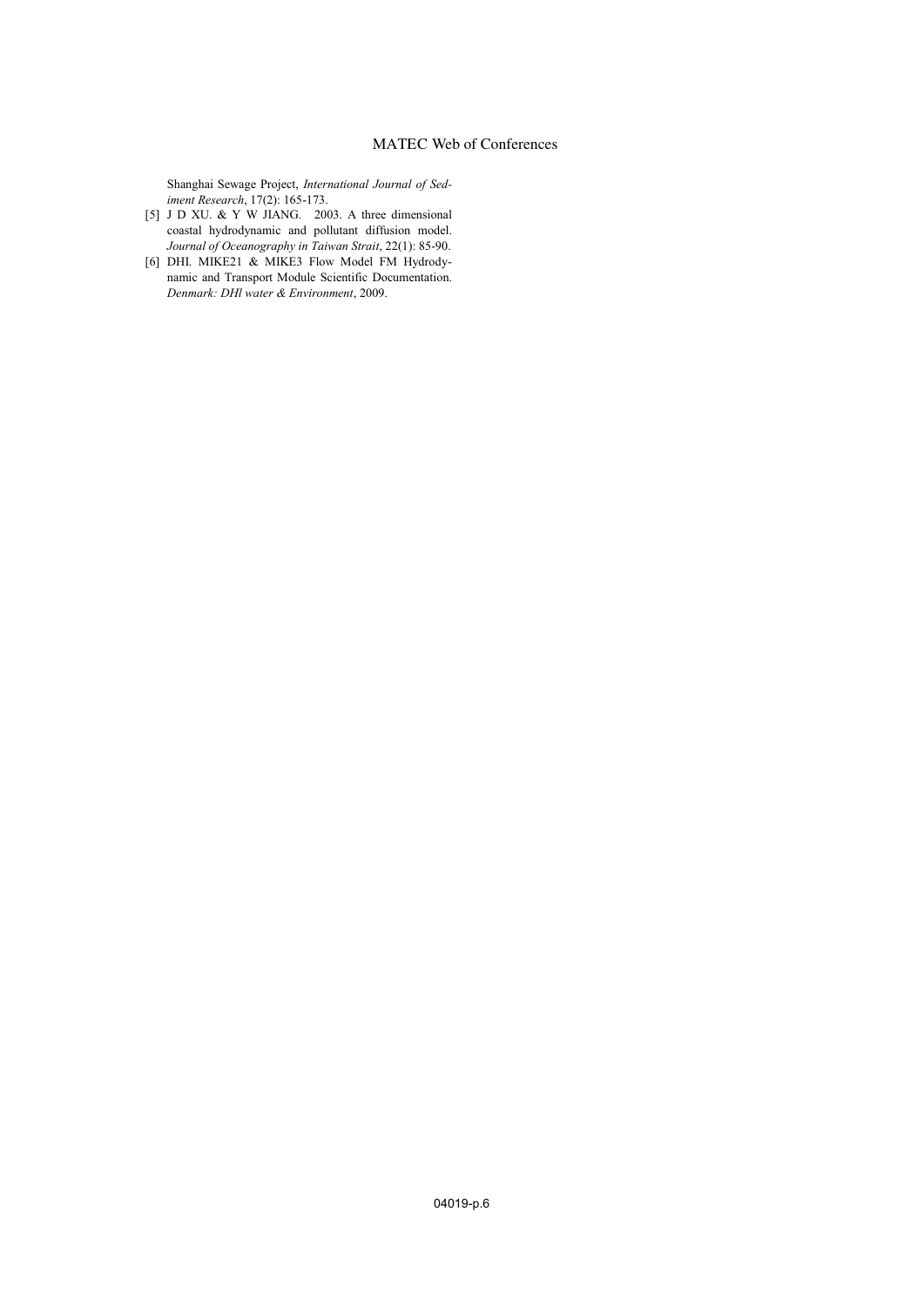Shanghai Sewage Project, *International Journal of Sediment Research*, 17(2): 165-173.

[5] J D XU. & Y W JIANG. 2003. A three dimensional coastal hydrodynamic and pollutant diffusion model. *Journal of Oceanography in Taiwan Strait*, 22(1): 85-90.

[6] DHI. MIKE21 & MIKE3 Flow Model FM Hydrodynamic and Transport Module Scientific Documentation. *Denmark: DHl water & Environment*, 2009.